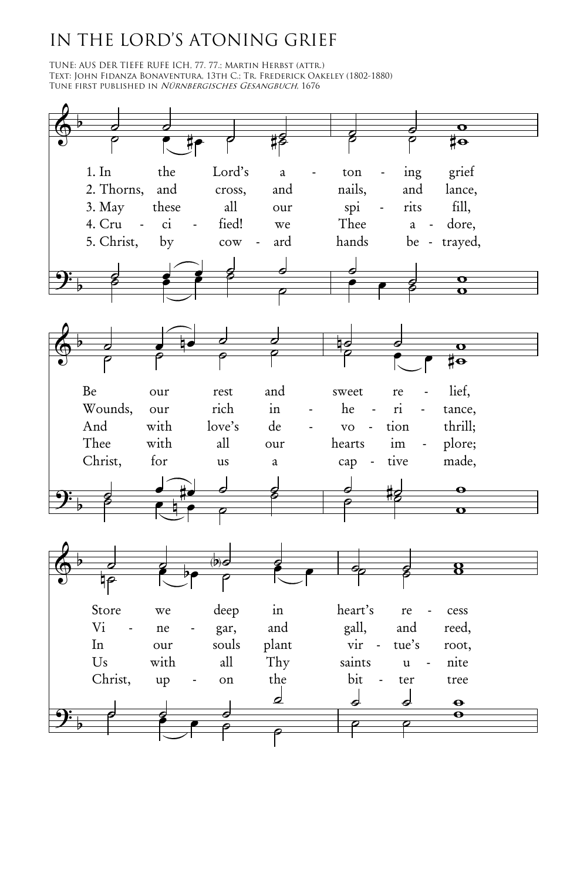# IN THE LORD'S ATONING GRIEF

TUNE: AUS DER TIEFE RUFE ICH, 77. 77.; MARTIN HERBST (ATTR.)
TEXT: JOHN FIDANZA BONAVENTURA, 13TH C.; TR. FREDERICK OAKELEY (1802-1880)
TUNE FIRST PUBLISHED IN *NÜRNBERGISCHES GESANGBUCH*, 1676

1. In the Lord's a - ton - ing grief
Be our rest and sweet re - lief,
Store we deep in heart's re - cess

2. Thorns, and cross, and nails, and lance,
Wounds, our rich in - he - ri - tance,
Vi - ne - gar, and gall, and reed,

3. May these all our spi - rits fill,
And with love's de - vo - tion thrill;
In our souls plant vir - tue's root,

4. Cru - ci - fied! we Thee a - dore,
Thee with all our hearts im - plore;
Us with all Thy saints u - nite

5. Christ, by cow - ard hands be - trayed,
Christ, for us a cap - tive made,
Christ, up - on the bit - ter tree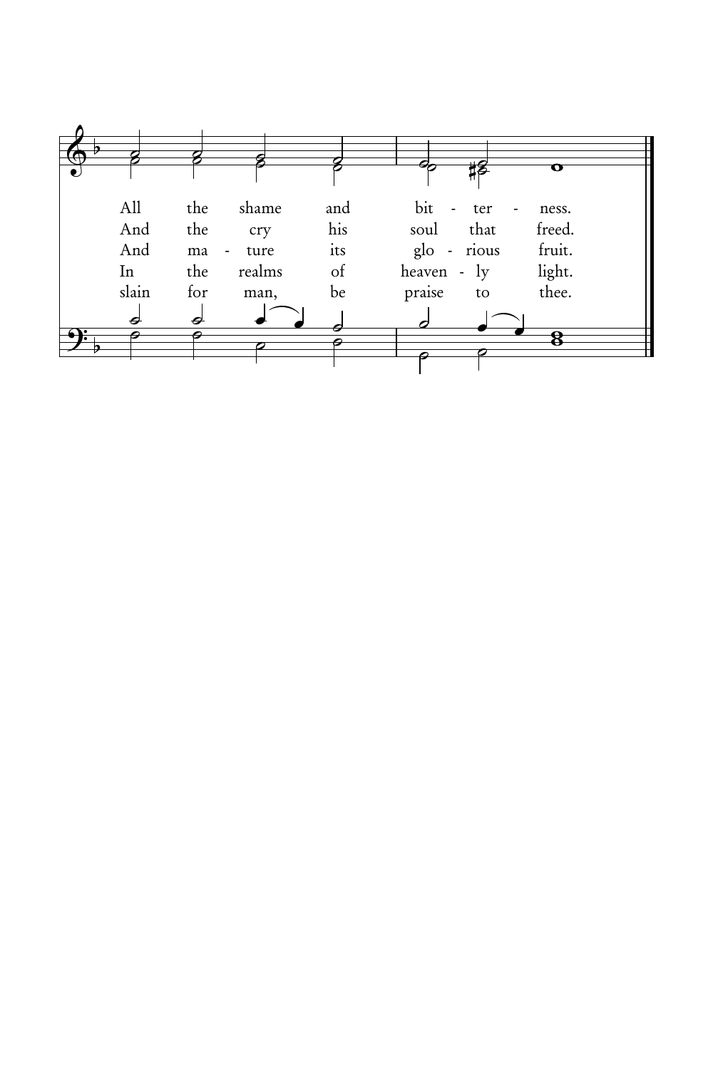All the shame and bit - ter - ness.
And the cry his soul that freed.
And ma - ture its glo - rious fruit.
In the realms of heaven - ly light.
slain for man, be praise to thee.